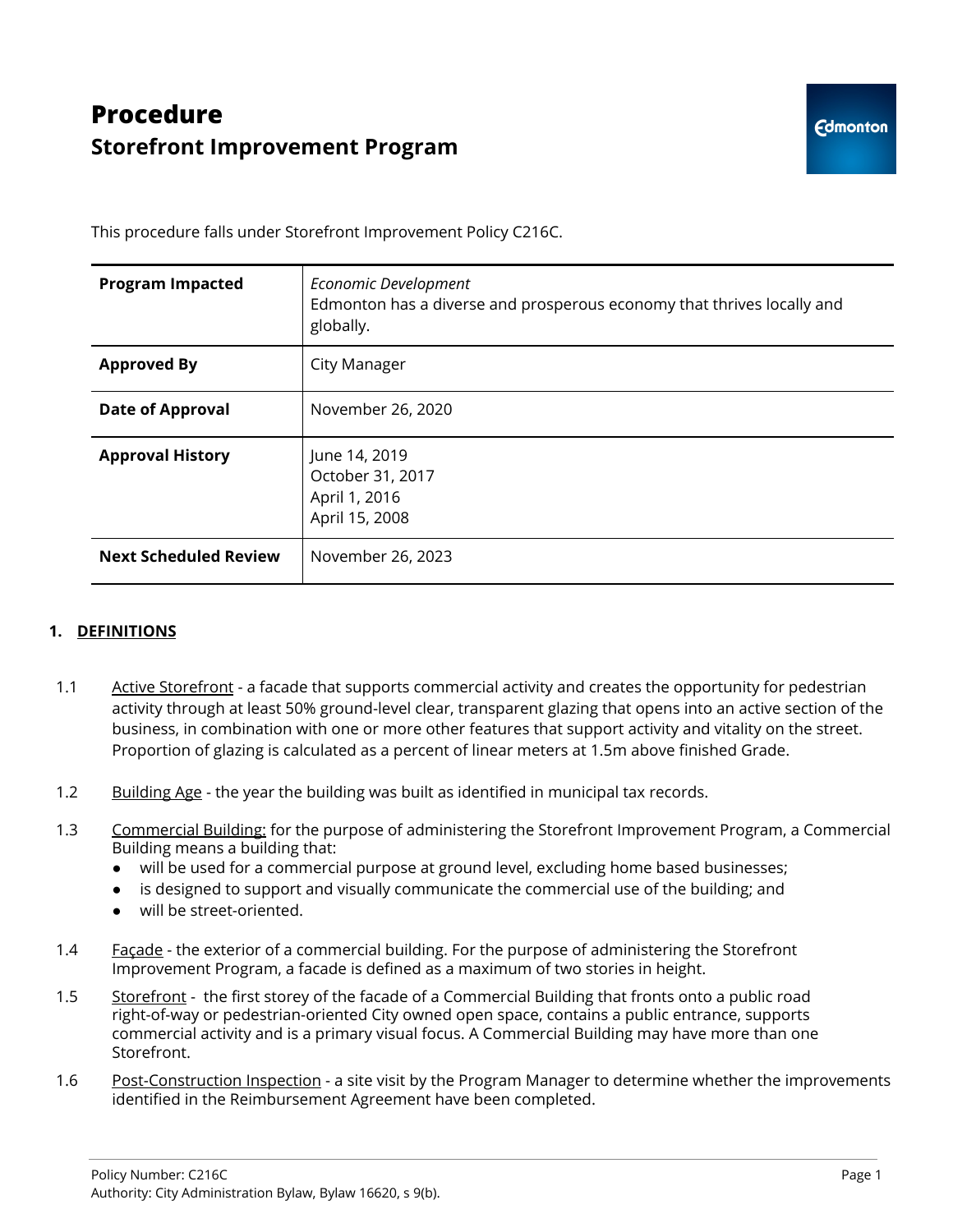# Procedure
## Storefront Improvement Program

This procedure falls under Storefront Improvement Policy C216C.

| **Program Impacted** | *Economic Development*<br>Edmonton has a diverse and prosperous economy that thrives locally and globally. |
|---|---|
| **Approved By** | City Manager |
| **Date of Approval** | November 26, 2020 |
| **Approval History** | June 14, 2019<br>October 31, 2017<br>April 1, 2016<br>April 15, 2008 |
| **Next Scheduled Review** | November 26, 2023 |

### 1. DEFINITIONS

1.1 Active Storefront - a facade that supports commercial activity and creates the opportunity for pedestrian activity through at least 50% ground-level clear, transparent glazing that opens into an active section of the business, in combination with one or more other features that support activity and vitality on the street. Proportion of glazing is calculated as a percent of linear meters at 1.5m above finished Grade.

1.2 Building Age - the year the building was built as identified in municipal tax records.

1.3 Commercial Building: for the purpose of administering the Storefront Improvement Program, a Commercial Building means a building that:

- will be used for a commercial purpose at ground level, excluding home based businesses;
- is designed to support and visually communicate the commercial use of the building; and
- will be street-oriented.

1.4 Façade - the exterior of a commercial building. For the purpose of administering the Storefront Improvement Program, a facade is defined as a maximum of two stories in height.

1.5 Storefront - the first storey of the facade of a Commercial Building that fronts onto a public road right-of-way or pedestrian-oriented City owned open space, contains a public entrance, supports commercial activity and is a primary visual focus. A Commercial Building may have more than one Storefront.

1.6 Post-Construction Inspection - a site visit by the Program Manager to determine whether the improvements identified in the Reimbursement Agreement have been completed.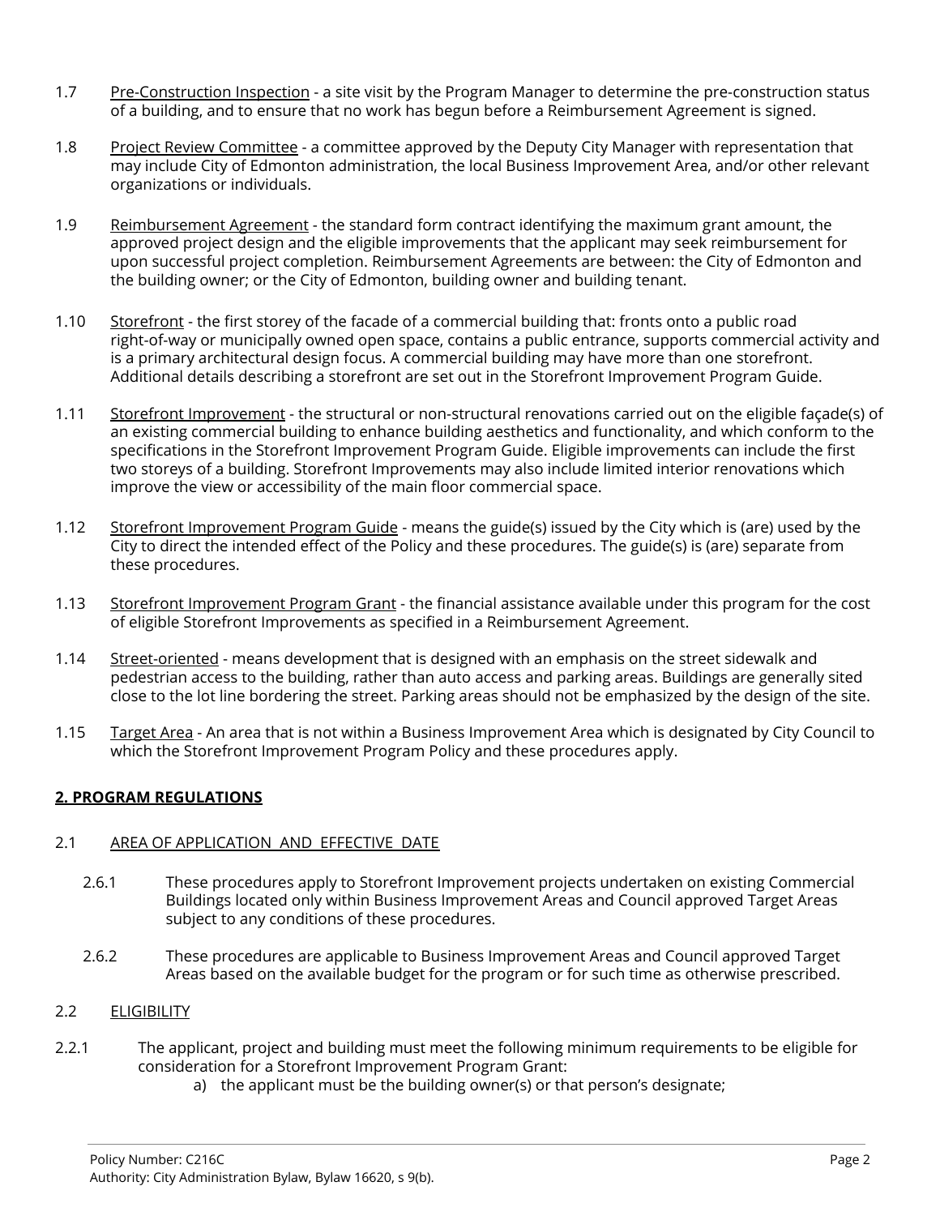1.7 Pre-Construction Inspection - a site visit by the Program Manager to determine the pre-construction status of a building, and to ensure that no work has begun before a Reimbursement Agreement is signed.

1.8 Project Review Committee - a committee approved by the Deputy City Manager with representation that may include City of Edmonton administration, the local Business Improvement Area, and/or other relevant organizations or individuals.

1.9 Reimbursement Agreement - the standard form contract identifying the maximum grant amount, the approved project design and the eligible improvements that the applicant may seek reimbursement for upon successful project completion. Reimbursement Agreements are between: the City of Edmonton and the building owner; or the City of Edmonton, building owner and building tenant.

1.10 Storefront - the first storey of the facade of a commercial building that: fronts onto a public road right-of-way or municipally owned open space, contains a public entrance, supports commercial activity and is a primary architectural design focus. A commercial building may have more than one storefront. Additional details describing a storefront are set out in the Storefront Improvement Program Guide.

1.11 Storefront Improvement - the structural or non-structural renovations carried out on the eligible façade(s) of an existing commercial building to enhance building aesthetics and functionality, and which conform to the specifications in the Storefront Improvement Program Guide. Eligible improvements can include the first two storeys of a building. Storefront Improvements may also include limited interior renovations which improve the view or accessibility of the main floor commercial space.

1.12 Storefront Improvement Program Guide - means the guide(s) issued by the City which is (are) used by the City to direct the intended effect of the Policy and these procedures. The guide(s) is (are) separate from these procedures.

1.13 Storefront Improvement Program Grant - the financial assistance available under this program for the cost of eligible Storefront Improvements as specified in a Reimbursement Agreement.

1.14 Street-oriented - means development that is designed with an emphasis on the street sidewalk and pedestrian access to the building, rather than auto access and parking areas. Buildings are generally sited close to the lot line bordering the street. Parking areas should not be emphasized by the design of the site.

1.15 Target Area - An area that is not within a Business Improvement Area which is designated by City Council to which the Storefront Improvement Program Policy and these procedures apply.

## 2. PROGRAM REGULATIONS

### 2.1 AREA OF APPLICATION AND EFFECTIVE DATE

2.6.1 These procedures apply to Storefront Improvement projects undertaken on existing Commercial Buildings located only within Business Improvement Areas and Council approved Target Areas subject to any conditions of these procedures.

2.6.2 These procedures are applicable to Business Improvement Areas and Council approved Target Areas based on the available budget for the program or for such time as otherwise prescribed.

### 2.2 ELIGIBILITY

2.2.1 The applicant, project and building must meet the following minimum requirements to be eligible for consideration for a Storefront Improvement Program Grant:

a) the applicant must be the building owner(s) or that person's designate;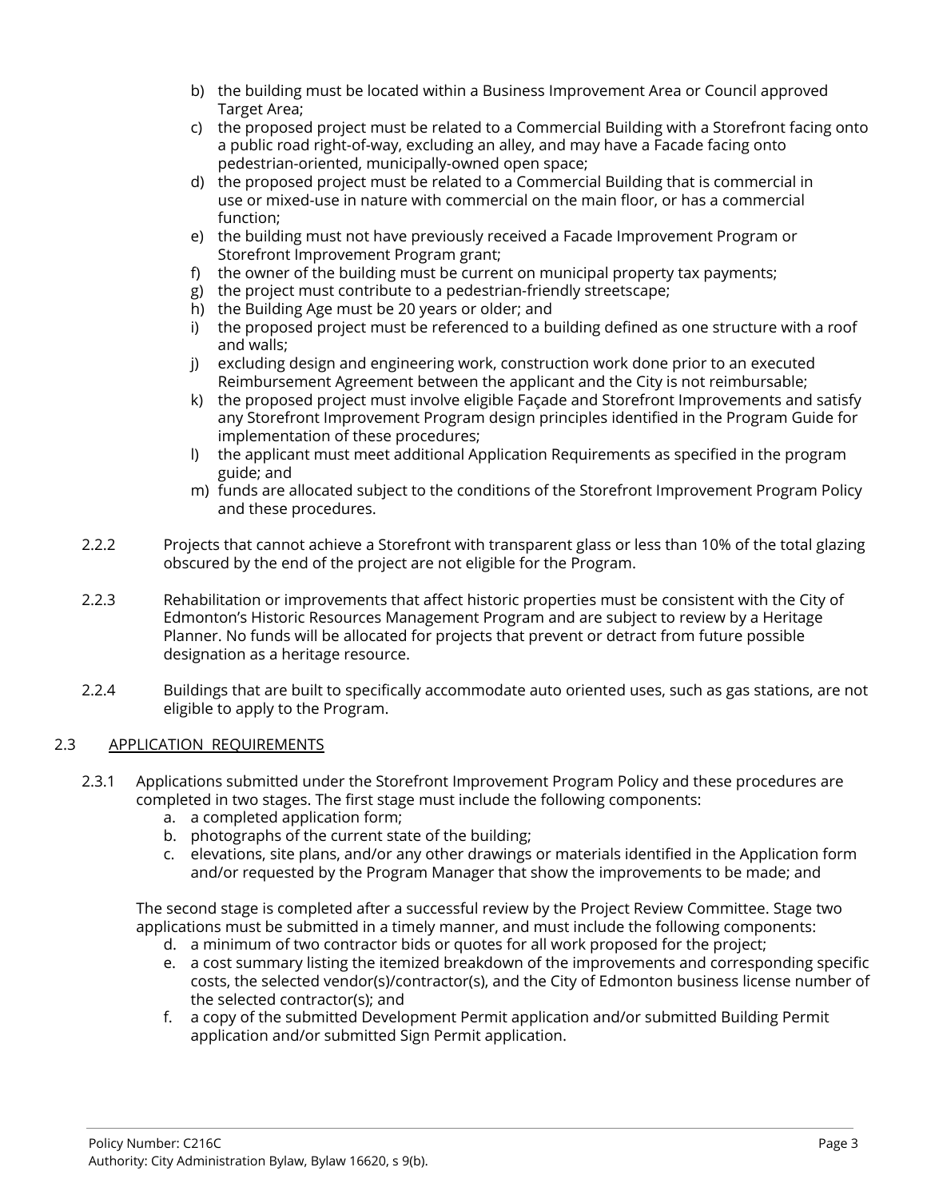b) the building must be located within a Business Improvement Area or Council approved Target Area;
c) the proposed project must be related to a Commercial Building with a Storefront facing onto a public road right-of-way, excluding an alley, and may have a Facade facing onto pedestrian-oriented, municipally-owned open space;
d) the proposed project must be related to a Commercial Building that is commercial in use or mixed-use in nature with commercial on the main floor, or has a commercial function;
e) the building must not have previously received a Facade Improvement Program or Storefront Improvement Program grant;
f) the owner of the building must be current on municipal property tax payments;
g) the project must contribute to a pedestrian-friendly streetscape;
h) the Building Age must be 20 years or older; and
i) the proposed project must be referenced to a building defined as one structure with a roof and walls;
j) excluding design and engineering work, construction work done prior to an executed Reimbursement Agreement between the applicant and the City is not reimbursable;
k) the proposed project must involve eligible Façade and Storefront Improvements and satisfy any Storefront Improvement Program design principles identified in the Program Guide for implementation of these procedures;
l) the applicant must meet additional Application Requirements as specified in the program guide; and
m) funds are allocated subject to the conditions of the Storefront Improvement Program Policy and these procedures.

2.2.2 Projects that cannot achieve a Storefront with transparent glass or less than 10% of the total glazing obscured by the end of the project are not eligible for the Program.

2.2.3 Rehabilitation or improvements that affect historic properties must be consistent with the City of Edmonton's Historic Resources Management Program and are subject to review by a Heritage Planner. No funds will be allocated for projects that prevent or detract from future possible designation as a heritage resource.

2.2.4 Buildings that are built to specifically accommodate auto oriented uses, such as gas stations, are not eligible to apply to the Program.

## 2.3 APPLICATION REQUIREMENTS

2.3.1 Applications submitted under the Storefront Improvement Program Policy and these procedures are completed in two stages. The first stage must include the following components:

a. a completed application form;
b. photographs of the current state of the building;
c. elevations, site plans, and/or any other drawings or materials identified in the Application form and/or requested by the Program Manager that show the improvements to be made; and

The second stage is completed after a successful review by the Project Review Committee. Stage two applications must be submitted in a timely manner, and must include the following components:

d. a minimum of two contractor bids or quotes for all work proposed for the project;
e. a cost summary listing the itemized breakdown of the improvements and corresponding specific costs, the selected vendor(s)/contractor(s), and the City of Edmonton business license number of the selected contractor(s); and
f. a copy of the submitted Development Permit application and/or submitted Building Permit application and/or submitted Sign Permit application.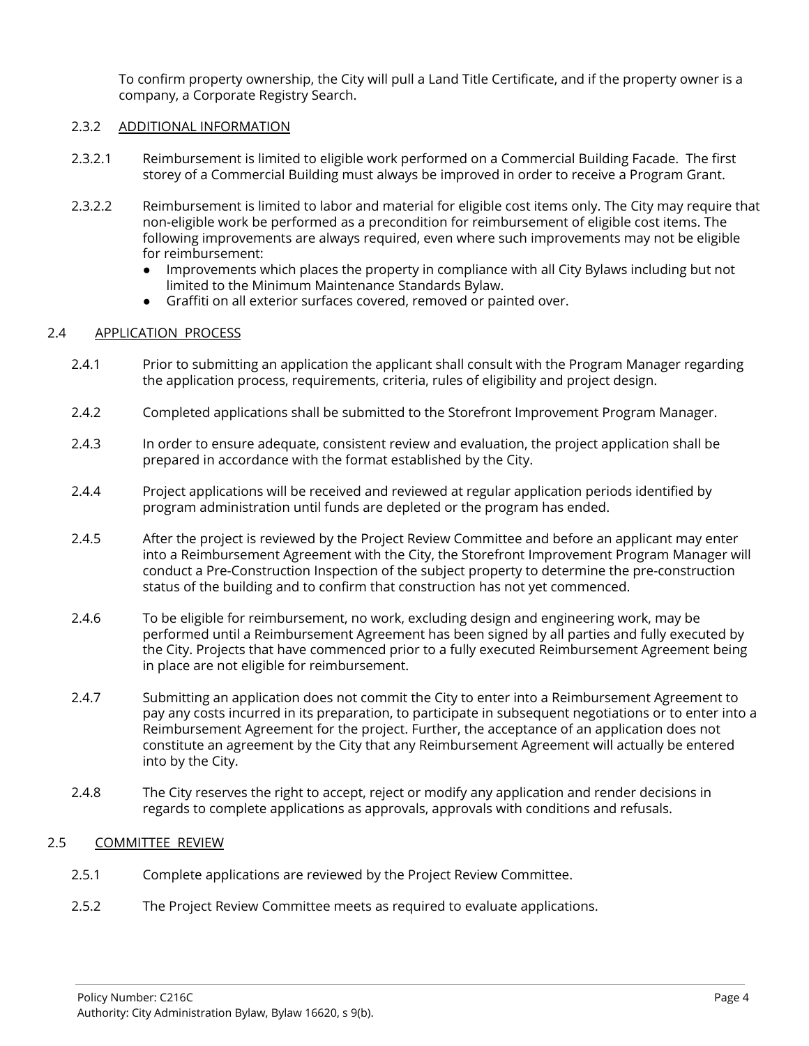To confirm property ownership, the City will pull a Land Title Certificate, and if the property owner is a company, a Corporate Registry Search.

#### 2.3.2 ADDITIONAL INFORMATION

2.3.2.1 Reimbursement is limited to eligible work performed on a Commercial Building Facade. The first storey of a Commercial Building must always be improved in order to receive a Program Grant.

2.3.2.2 Reimbursement is limited to labor and material for eligible cost items only. The City may require that non-eligible work be performed as a precondition for reimbursement of eligible cost items. The following improvements are always required, even where such improvements may not be eligible for reimbursement:

- Improvements which places the property in compliance with all City Bylaws including but not limited to the Minimum Maintenance Standards Bylaw.
- Graffiti on all exterior surfaces covered, removed or painted over.

### 2.4 APPLICATION PROCESS

2.4.1 Prior to submitting an application the applicant shall consult with the Program Manager regarding the application process, requirements, criteria, rules of eligibility and project design.

2.4.2 Completed applications shall be submitted to the Storefront Improvement Program Manager.

2.4.3 In order to ensure adequate, consistent review and evaluation, the project application shall be prepared in accordance with the format established by the City.

2.4.4 Project applications will be received and reviewed at regular application periods identified by program administration until funds are depleted or the program has ended.

2.4.5 After the project is reviewed by the Project Review Committee and before an applicant may enter into a Reimbursement Agreement with the City, the Storefront Improvement Program Manager will conduct a Pre-Construction Inspection of the subject property to determine the pre-construction status of the building and to confirm that construction has not yet commenced.

2.4.6 To be eligible for reimbursement, no work, excluding design and engineering work, may be performed until a Reimbursement Agreement has been signed by all parties and fully executed by the City. Projects that have commenced prior to a fully executed Reimbursement Agreement being in place are not eligible for reimbursement.

2.4.7 Submitting an application does not commit the City to enter into a Reimbursement Agreement to pay any costs incurred in its preparation, to participate in subsequent negotiations or to enter into a Reimbursement Agreement for the project. Further, the acceptance of an application does not constitute an agreement by the City that any Reimbursement Agreement will actually be entered into by the City.

2.4.8 The City reserves the right to accept, reject or modify any application and render decisions in regards to complete applications as approvals, approvals with conditions and refusals.

### 2.5 COMMITTEE REVIEW

2.5.1 Complete applications are reviewed by the Project Review Committee.

2.5.2 The Project Review Committee meets as required to evaluate applications.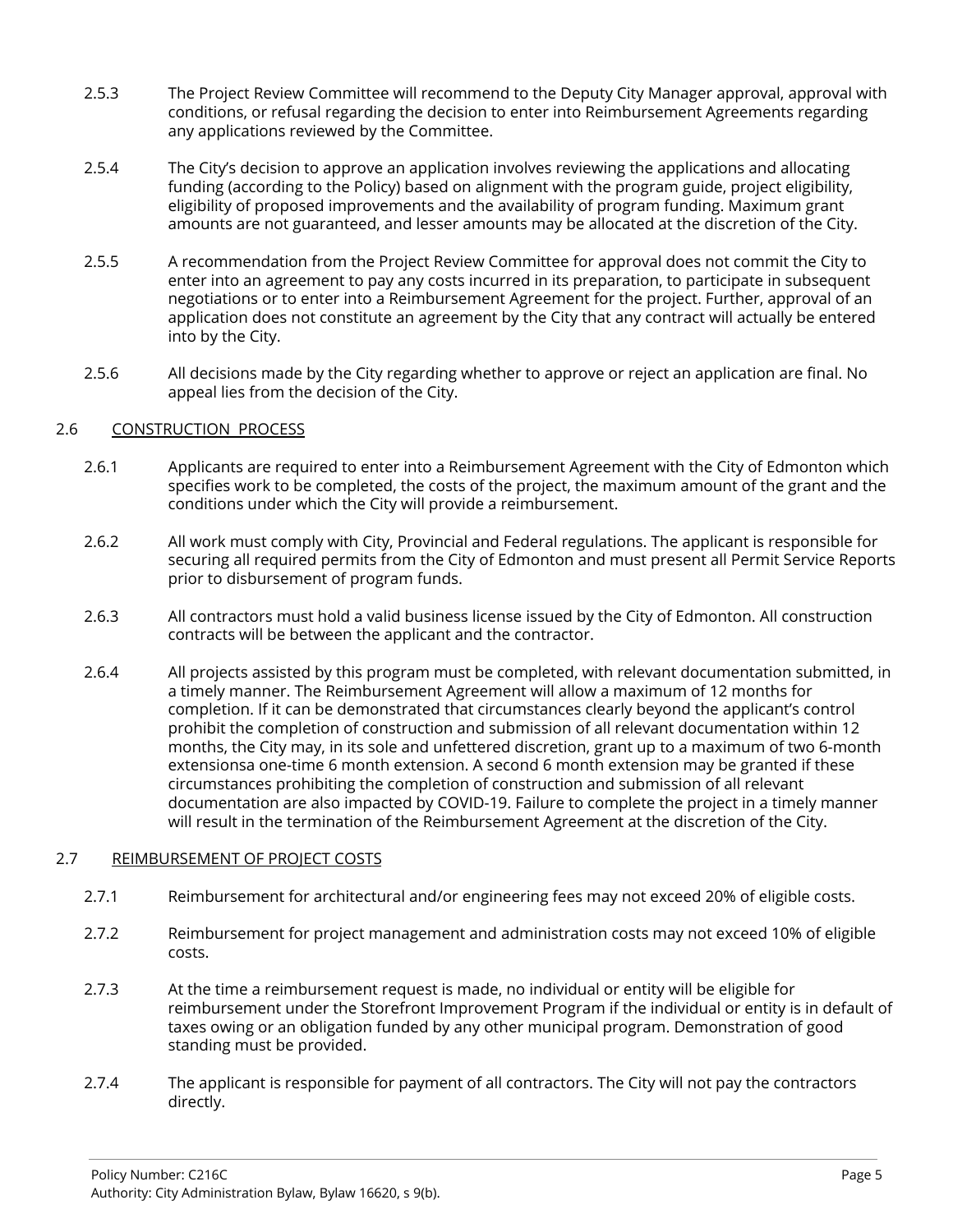2.5.3 The Project Review Committee will recommend to the Deputy City Manager approval, approval with conditions, or refusal regarding the decision to enter into Reimbursement Agreements regarding any applications reviewed by the Committee.

2.5.4 The City's decision to approve an application involves reviewing the applications and allocating funding (according to the Policy) based on alignment with the program guide, project eligibility, eligibility of proposed improvements and the availability of program funding. Maximum grant amounts are not guaranteed, and lesser amounts may be allocated at the discretion of the City.

2.5.5 A recommendation from the Project Review Committee for approval does not commit the City to enter into an agreement to pay any costs incurred in its preparation, to participate in subsequent negotiations or to enter into a Reimbursement Agreement for the project. Further, approval of an application does not constitute an agreement by the City that any contract will actually be entered into by the City.

2.5.6 All decisions made by the City regarding whether to approve or reject an application are final. No appeal lies from the decision of the City.

## 2.6 CONSTRUCTION PROCESS

2.6.1 Applicants are required to enter into a Reimbursement Agreement with the City of Edmonton which specifies work to be completed, the costs of the project, the maximum amount of the grant and the conditions under which the City will provide a reimbursement.

2.6.2 All work must comply with City, Provincial and Federal regulations. The applicant is responsible for securing all required permits from the City of Edmonton and must present all Permit Service Reports prior to disbursement of program funds.

2.6.3 All contractors must hold a valid business license issued by the City of Edmonton. All construction contracts will be between the applicant and the contractor.

2.6.4 All projects assisted by this program must be completed, with relevant documentation submitted, in a timely manner. The Reimbursement Agreement will allow a maximum of 12 months for completion. If it can be demonstrated that circumstances clearly beyond the applicant's control prohibit the completion of construction and submission of all relevant documentation within 12 months, the City may, in its sole and unfettered discretion, grant up to a maximum of two 6-month extensionsa one-time 6 month extension. A second 6 month extension may be granted if these circumstances prohibiting the completion of construction and submission of all relevant documentation are also impacted by COVID-19. Failure to complete the project in a timely manner will result in the termination of the Reimbursement Agreement at the discretion of the City.

## 2.7 REIMBURSEMENT OF PROJECT COSTS

2.7.1 Reimbursement for architectural and/or engineering fees may not exceed 20% of eligible costs.

2.7.2 Reimbursement for project management and administration costs may not exceed 10% of eligible costs.

2.7.3 At the time a reimbursement request is made, no individual or entity will be eligible for reimbursement under the Storefront Improvement Program if the individual or entity is in default of taxes owing or an obligation funded by any other municipal program. Demonstration of good standing must be provided.

2.7.4 The applicant is responsible for payment of all contractors. The City will not pay the contractors directly.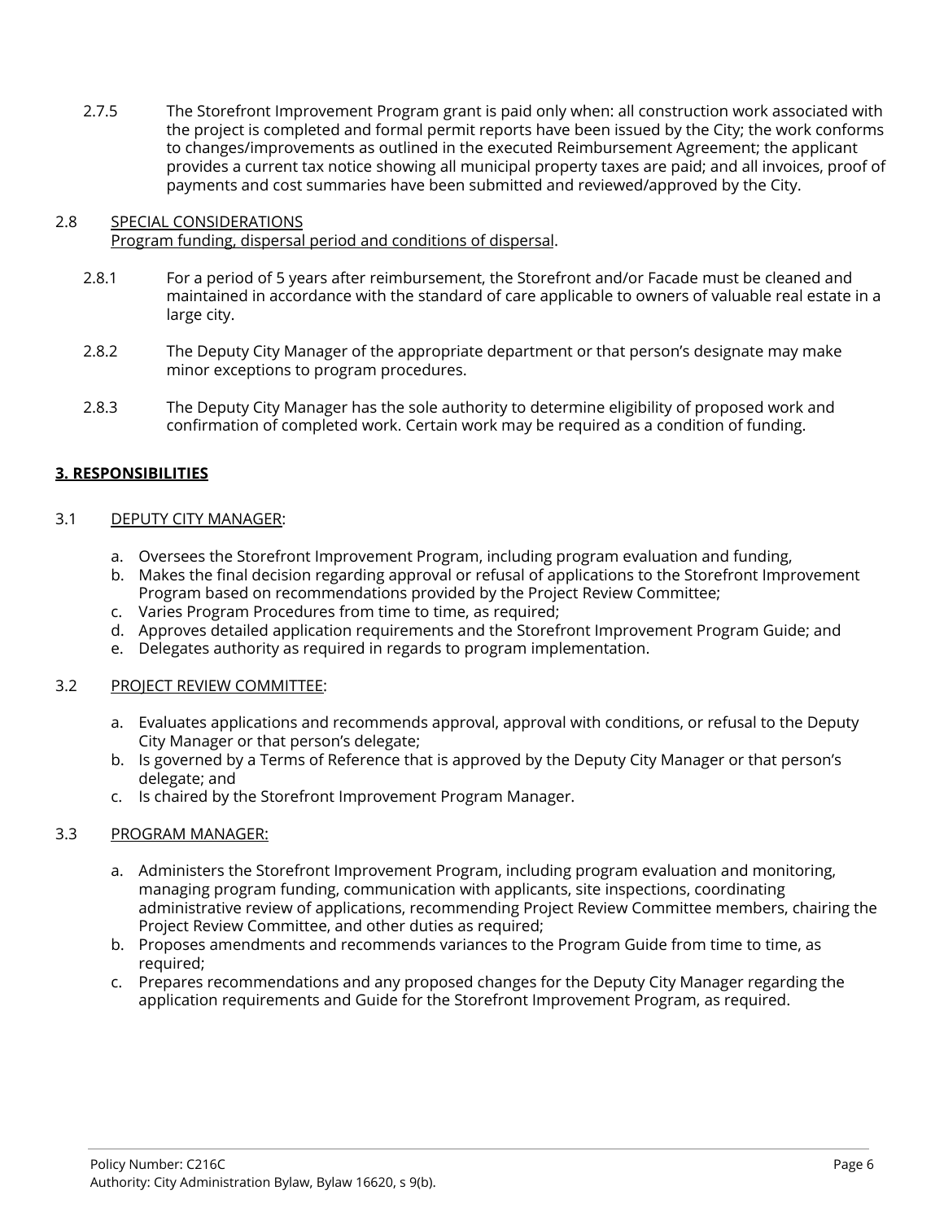2.7.5 The Storefront Improvement Program grant is paid only when: all construction work associated with the project is completed and formal permit reports have been issued by the City; the work conforms to changes/improvements as outlined in the executed Reimbursement Agreement; the applicant provides a current tax notice showing all municipal property taxes are paid; and all invoices, proof of payments and cost summaries have been submitted and reviewed/approved by the City.

2.8 SPECIAL CONSIDERATIONS
Program funding, dispersal period and conditions of dispersal.

2.8.1 For a period of 5 years after reimbursement, the Storefront and/or Facade must be cleaned and maintained in accordance with the standard of care applicable to owners of valuable real estate in a large city.

2.8.2 The Deputy City Manager of the appropriate department or that person's designate may make minor exceptions to program procedures.

2.8.3 The Deputy City Manager has the sole authority to determine eligibility of proposed work and confirmation of completed work. Certain work may be required as a condition of funding.

## 3. RESPONSIBILITIES

3.1 DEPUTY CITY MANAGER:

a. Oversees the Storefront Improvement Program, including program evaluation and funding,
b. Makes the final decision regarding approval or refusal of applications to the Storefront Improvement Program based on recommendations provided by the Project Review Committee;
c. Varies Program Procedures from time to time, as required;
d. Approves detailed application requirements and the Storefront Improvement Program Guide; and
e. Delegates authority as required in regards to program implementation.

3.2 PROJECT REVIEW COMMITTEE:

a. Evaluates applications and recommends approval, approval with conditions, or refusal to the Deputy City Manager or that person's delegate;
b. Is governed by a Terms of Reference that is approved by the Deputy City Manager or that person's delegate; and
c. Is chaired by the Storefront Improvement Program Manager.

3.3 PROGRAM MANAGER:

a. Administers the Storefront Improvement Program, including program evaluation and monitoring, managing program funding, communication with applicants, site inspections, coordinating administrative review of applications, recommending Project Review Committee members, chairing the Project Review Committee, and other duties as required;
b. Proposes amendments and recommends variances to the Program Guide from time to time, as required;
c. Prepares recommendations and any proposed changes for the Deputy City Manager regarding the application requirements and Guide for the Storefront Improvement Program, as required.